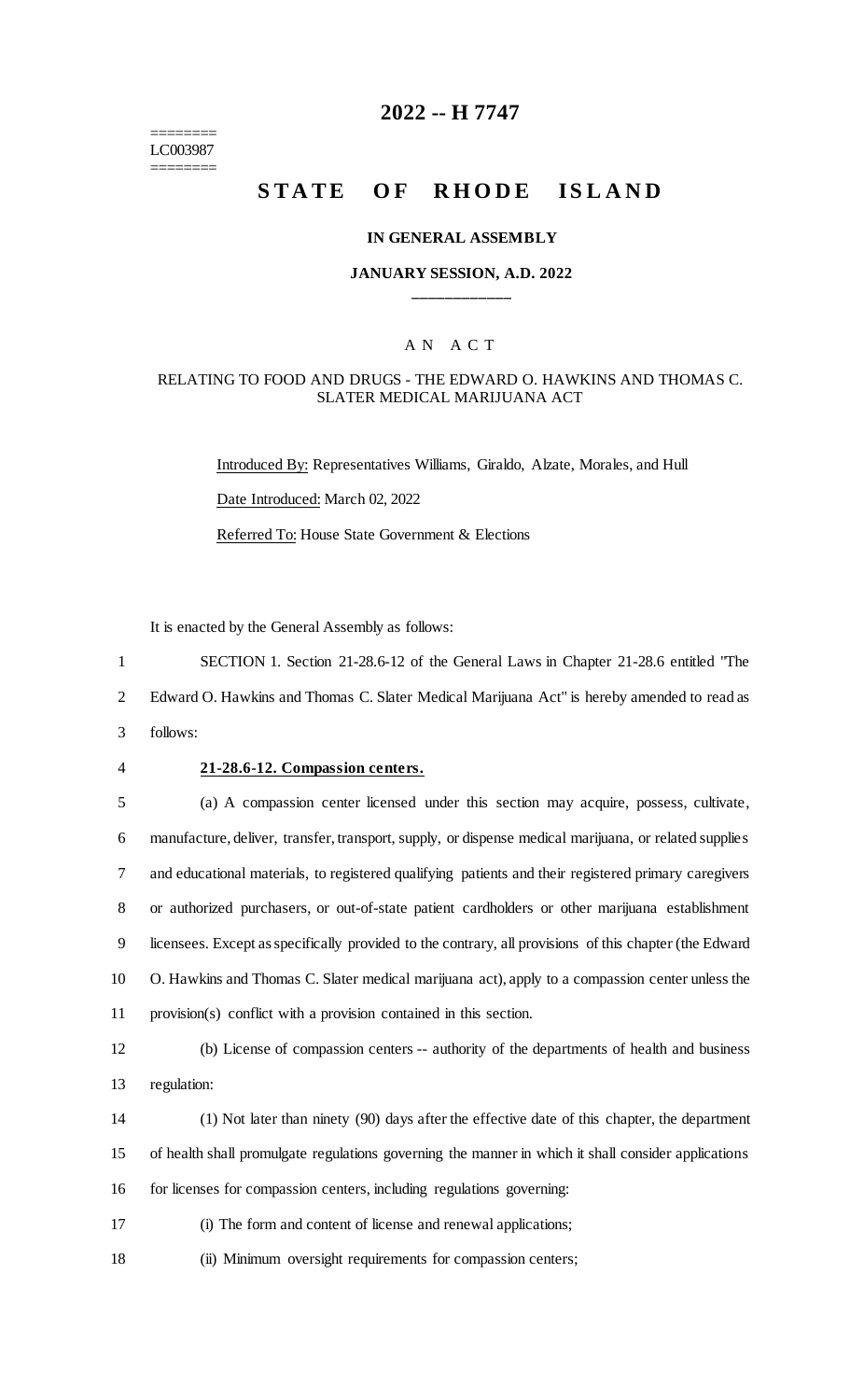========
LC003987
========

# 2022 -- H 7747

# STATE OF RHODE ISLAND

## IN GENERAL ASSEMBLY

### JANUARY SESSION, A.D. 2022

---

AN ACT

RELATING TO FOOD AND DRUGS - THE EDWARD O. HAWKINS AND THOMAS C. SLATER MEDICAL MARIJUANA ACT

Introduced By: Representatives Williams, Giraldo, Alzate, Morales, and Hull

Date Introduced: March 02, 2022

Referred To: House State Government & Elections

It is enacted by the General Assembly as follows:

1 SECTION 1. Section 21-28.6-12 of the General Laws in Chapter 21-28.6 entitled "The
2 Edward O. Hawkins and Thomas C. Slater Medical Marijuana Act" is hereby amended to read as
3 follows:

4 **21-28.6-12. Compassion centers.**

5 (a) A compassion center licensed under this section may acquire, possess, cultivate,
6 manufacture, deliver, transfer, transport, supply, or dispense medical marijuana, or related supplies
7 and educational materials, to registered qualifying patients and their registered primary caregivers
8 or authorized purchasers, or out-of-state patient cardholders or other marijuana establishment
9 licensees. Except as specifically provided to the contrary, all provisions of this chapter (the Edward
10 O. Hawkins and Thomas C. Slater medical marijuana act), apply to a compassion center unless the
11 provision(s) conflict with a provision contained in this section.

12 (b) License of compassion centers -- authority of the departments of health and business
13 regulation:

14 (1) Not later than ninety (90) days after the effective date of this chapter, the department
15 of health shall promulgate regulations governing the manner in which it shall consider applications
16 for licenses for compassion centers, including regulations governing:

17 (i) The form and content of license and renewal applications;

18 (ii) Minimum oversight requirements for compassion centers;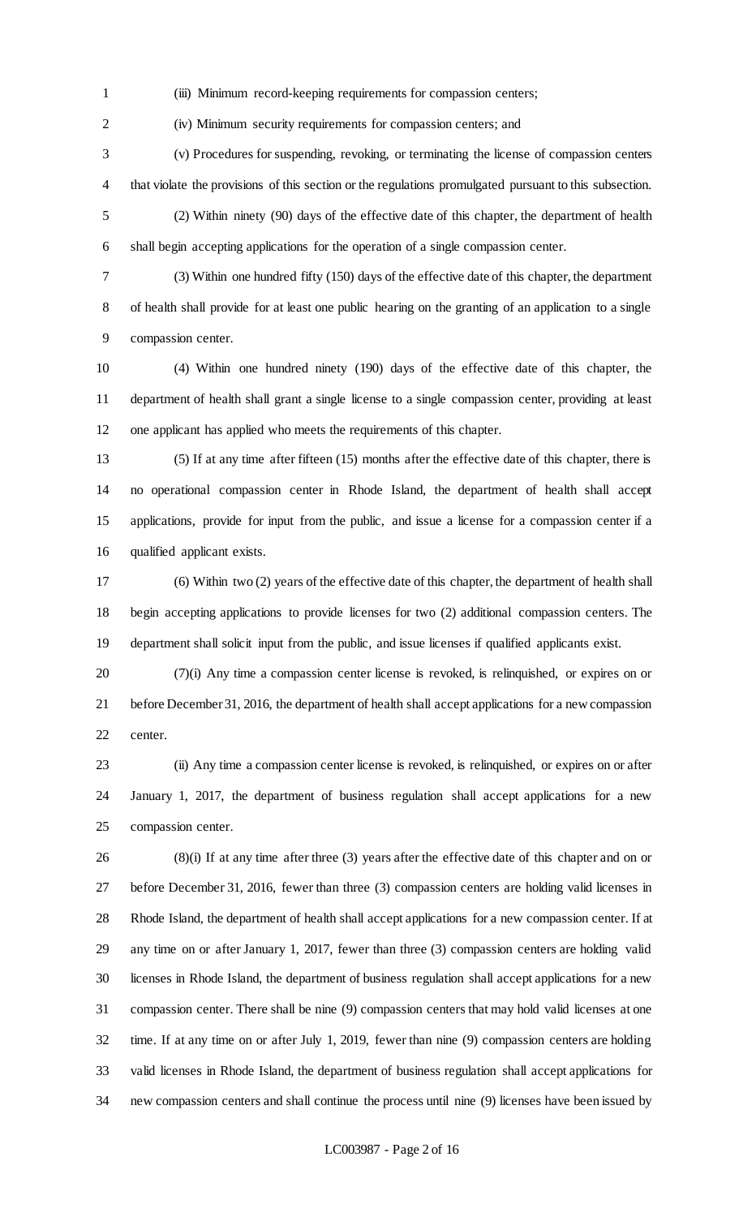(iii) Minimum record-keeping requirements for compassion centers;

(iv) Minimum security requirements for compassion centers; and

(v) Procedures for suspending, revoking, or terminating the license of compassion centers that violate the provisions of this section or the regulations promulgated pursuant to this subsection.

(2) Within ninety (90) days of the effective date of this chapter, the department of health shall begin accepting applications for the operation of a single compassion center.

(3) Within one hundred fifty (150) days of the effective date of this chapter, the department of health shall provide for at least one public hearing on the granting of an application to a single compassion center.

(4) Within one hundred ninety (190) days of the effective date of this chapter, the department of health shall grant a single license to a single compassion center, providing at least one applicant has applied who meets the requirements of this chapter.

(5) If at any time after fifteen (15) months after the effective date of this chapter, there is no operational compassion center in Rhode Island, the department of health shall accept applications, provide for input from the public, and issue a license for a compassion center if a qualified applicant exists.

(6) Within two (2) years of the effective date of this chapter, the department of health shall begin accepting applications to provide licenses for two (2) additional compassion centers. The department shall solicit input from the public, and issue licenses if qualified applicants exist.

(7)(i) Any time a compassion center license is revoked, is relinquished, or expires on or before December 31, 2016, the department of health shall accept applications for a new compassion center.

(ii) Any time a compassion center license is revoked, is relinquished, or expires on or after January 1, 2017, the department of business regulation shall accept applications for a new compassion center.

(8)(i) If at any time after three (3) years after the effective date of this chapter and on or before December 31, 2016, fewer than three (3) compassion centers are holding valid licenses in Rhode Island, the department of health shall accept applications for a new compassion center. If at any time on or after January 1, 2017, fewer than three (3) compassion centers are holding valid licenses in Rhode Island, the department of business regulation shall accept applications for a new compassion center. There shall be nine (9) compassion centers that may hold valid licenses at one time. If at any time on or after July 1, 2019, fewer than nine (9) compassion centers are holding valid licenses in Rhode Island, the department of business regulation shall accept applications for new compassion centers and shall continue the process until nine (9) licenses have been issued by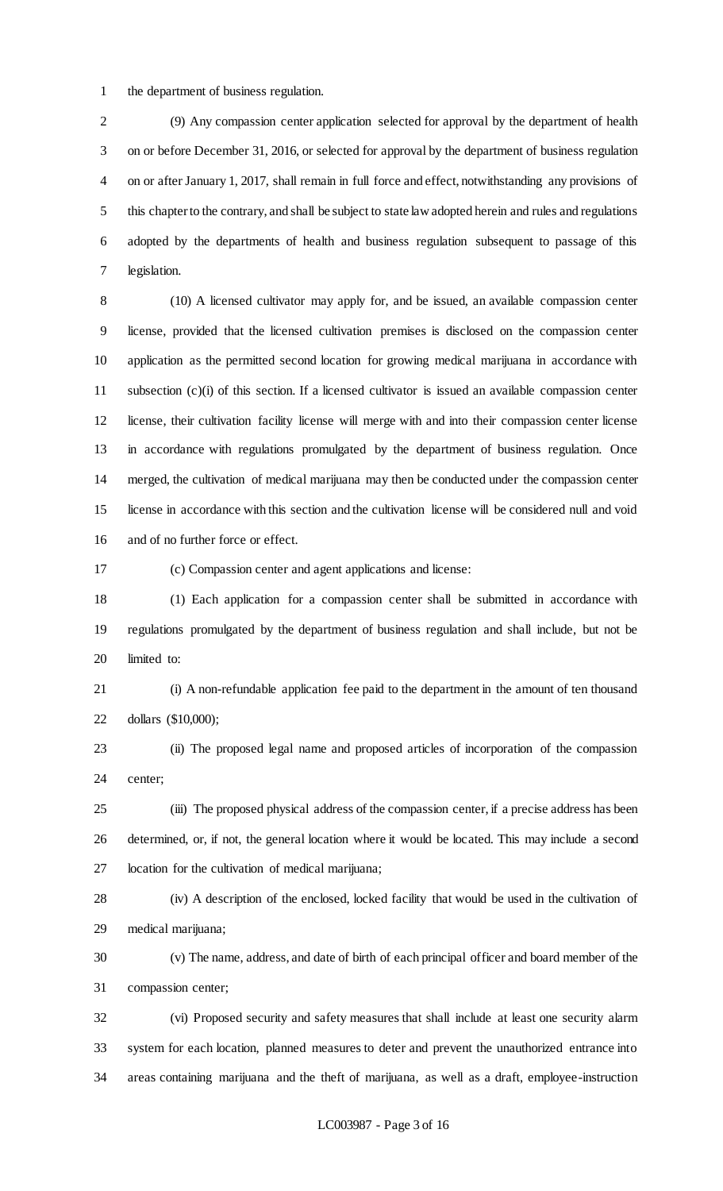the department of business regulation.

(9) Any compassion center application selected for approval by the department of health on or before December 31, 2016, or selected for approval by the department of business regulation on or after January 1, 2017, shall remain in full force and effect, notwithstanding any provisions of this chapter to the contrary, and shall be subject to state law adopted herein and rules and regulations adopted by the departments of health and business regulation subsequent to passage of this legislation.

(10) A licensed cultivator may apply for, and be issued, an available compassion center license, provided that the licensed cultivation premises is disclosed on the compassion center application as the permitted second location for growing medical marijuana in accordance with subsection (c)(i) of this section. If a licensed cultivator is issued an available compassion center license, their cultivation facility license will merge with and into their compassion center license in accordance with regulations promulgated by the department of business regulation. Once merged, the cultivation of medical marijuana may then be conducted under the compassion center license in accordance with this section and the cultivation license will be considered null and void and of no further force or effect.

(c) Compassion center and agent applications and license:

(1) Each application for a compassion center shall be submitted in accordance with regulations promulgated by the department of business regulation and shall include, but not be limited to:

(i) A non-refundable application fee paid to the department in the amount of ten thousand dollars ($10,000);

(ii) The proposed legal name and proposed articles of incorporation of the compassion center;

(iii) The proposed physical address of the compassion center, if a precise address has been determined, or, if not, the general location where it would be located. This may include a second location for the cultivation of medical marijuana;

(iv) A description of the enclosed, locked facility that would be used in the cultivation of medical marijuana;

(v) The name, address, and date of birth of each principal officer and board member of the compassion center;

(vi) Proposed security and safety measures that shall include at least one security alarm system for each location, planned measures to deter and prevent the unauthorized entrance into areas containing marijuana and the theft of marijuana, as well as a draft, employee-instruction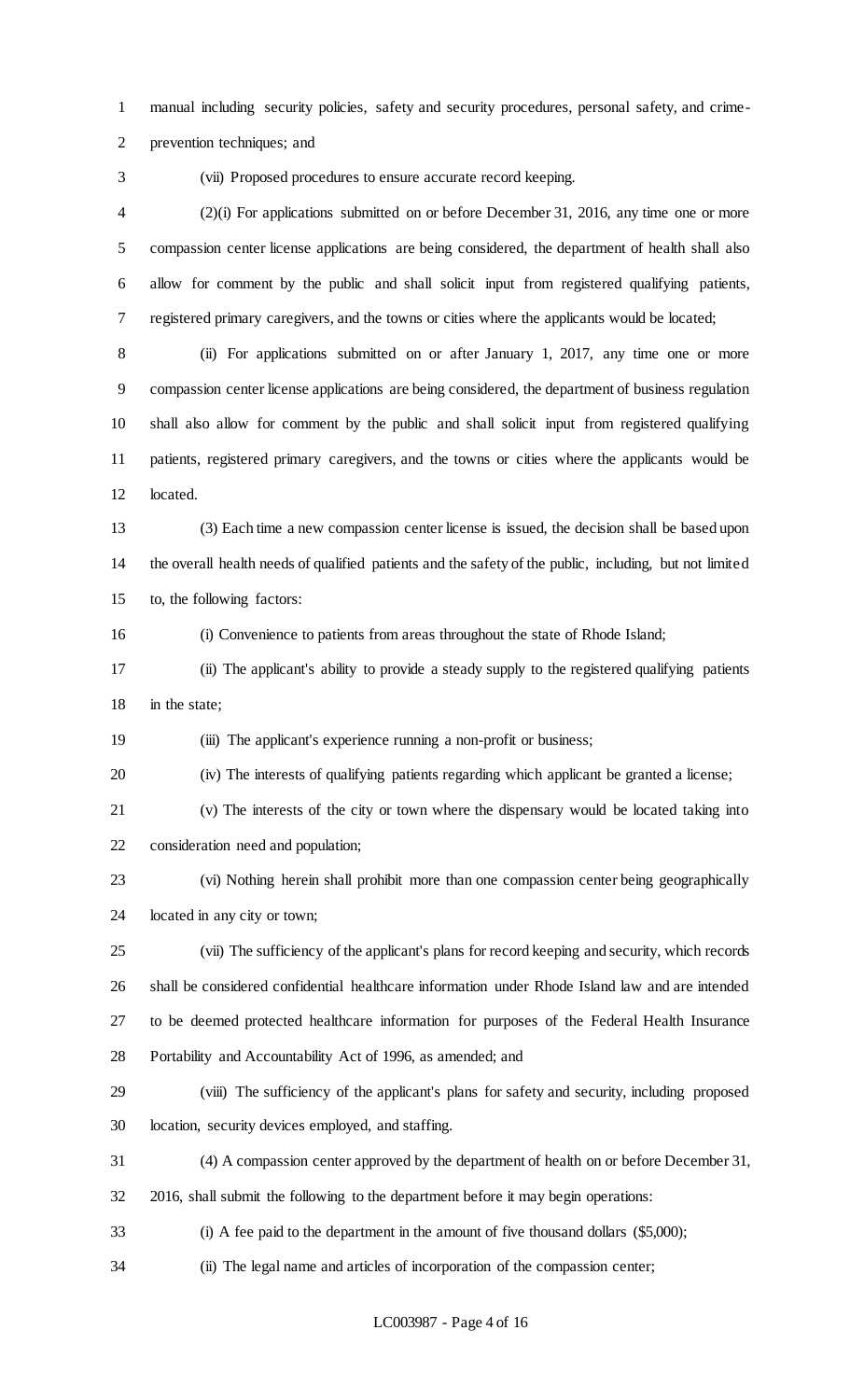manual including security policies, safety and security procedures, personal safety, and crime-prevention techniques; and

(vii) Proposed procedures to ensure accurate record keeping.

(2)(i) For applications submitted on or before December 31, 2016, any time one or more compassion center license applications are being considered, the department of health shall also allow for comment by the public and shall solicit input from registered qualifying patients, registered primary caregivers, and the towns or cities where the applicants would be located;

(ii) For applications submitted on or after January 1, 2017, any time one or more compassion center license applications are being considered, the department of business regulation shall also allow for comment by the public and shall solicit input from registered qualifying patients, registered primary caregivers, and the towns or cities where the applicants would be located.

(3) Each time a new compassion center license is issued, the decision shall be based upon the overall health needs of qualified patients and the safety of the public, including, but not limited to, the following factors:

(i) Convenience to patients from areas throughout the state of Rhode Island;

(ii) The applicant's ability to provide a steady supply to the registered qualifying patients in the state;

(iii) The applicant's experience running a non-profit or business;

(iv) The interests of qualifying patients regarding which applicant be granted a license;

(v) The interests of the city or town where the dispensary would be located taking into consideration need and population;

(vi) Nothing herein shall prohibit more than one compassion center being geographically located in any city or town;

(vii) The sufficiency of the applicant's plans for record keeping and security, which records shall be considered confidential healthcare information under Rhode Island law and are intended to be deemed protected healthcare information for purposes of the Federal Health Insurance Portability and Accountability Act of 1996, as amended; and

(viii) The sufficiency of the applicant's plans for safety and security, including proposed location, security devices employed, and staffing.

(4) A compassion center approved by the department of health on or before December 31, 2016, shall submit the following to the department before it may begin operations:

(i) A fee paid to the department in the amount of five thousand dollars ($5,000);

(ii) The legal name and articles of incorporation of the compassion center;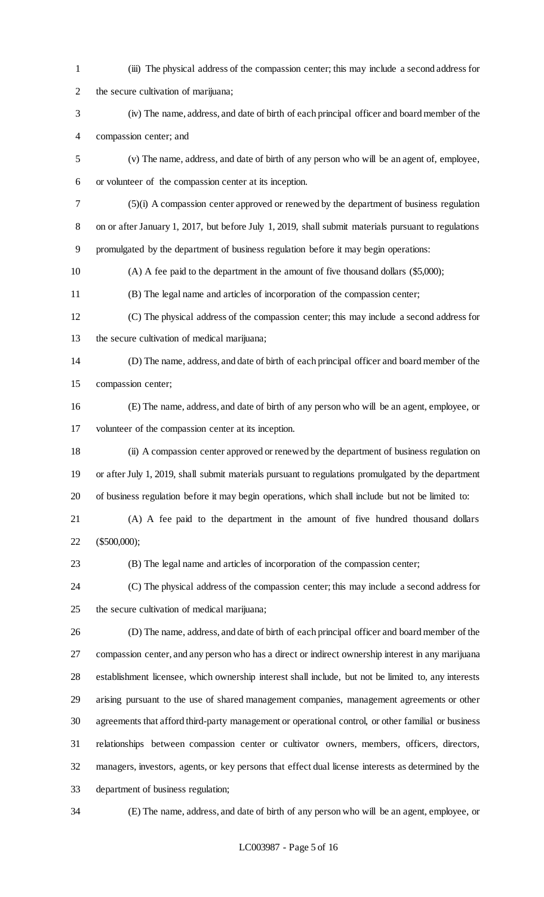(iii) The physical address of the compassion center; this may include a second address for the secure cultivation of marijuana;

(iv) The name, address, and date of birth of each principal officer and board member of the compassion center; and

(v) The name, address, and date of birth of any person who will be an agent of, employee, or volunteer of the compassion center at its inception.

(5)(i) A compassion center approved or renewed by the department of business regulation on or after January 1, 2017, but before July 1, 2019, shall submit materials pursuant to regulations promulgated by the department of business regulation before it may begin operations:

(A) A fee paid to the department in the amount of five thousand dollars ($5,000);

(B) The legal name and articles of incorporation of the compassion center;

(C) The physical address of the compassion center; this may include a second address for the secure cultivation of medical marijuana;

(D) The name, address, and date of birth of each principal officer and board member of the compassion center;

(E) The name, address, and date of birth of any person who will be an agent, employee, or volunteer of the compassion center at its inception.

(ii) A compassion center approved or renewed by the department of business regulation on or after July 1, 2019, shall submit materials pursuant to regulations promulgated by the department of business regulation before it may begin operations, which shall include but not be limited to:

(A) A fee paid to the department in the amount of five hundred thousand dollars ($500,000);

(B) The legal name and articles of incorporation of the compassion center;

(C) The physical address of the compassion center; this may include a second address for the secure cultivation of medical marijuana;

(D) The name, address, and date of birth of each principal officer and board member of the compassion center, and any person who has a direct or indirect ownership interest in any marijuana establishment licensee, which ownership interest shall include, but not be limited to, any interests arising pursuant to the use of shared management companies, management agreements or other agreements that afford third-party management or operational control, or other familial or business relationships between compassion center or cultivator owners, members, officers, directors, managers, investors, agents, or key persons that effect dual license interests as determined by the department of business regulation;

(E) The name, address, and date of birth of any person who will be an agent, employee, or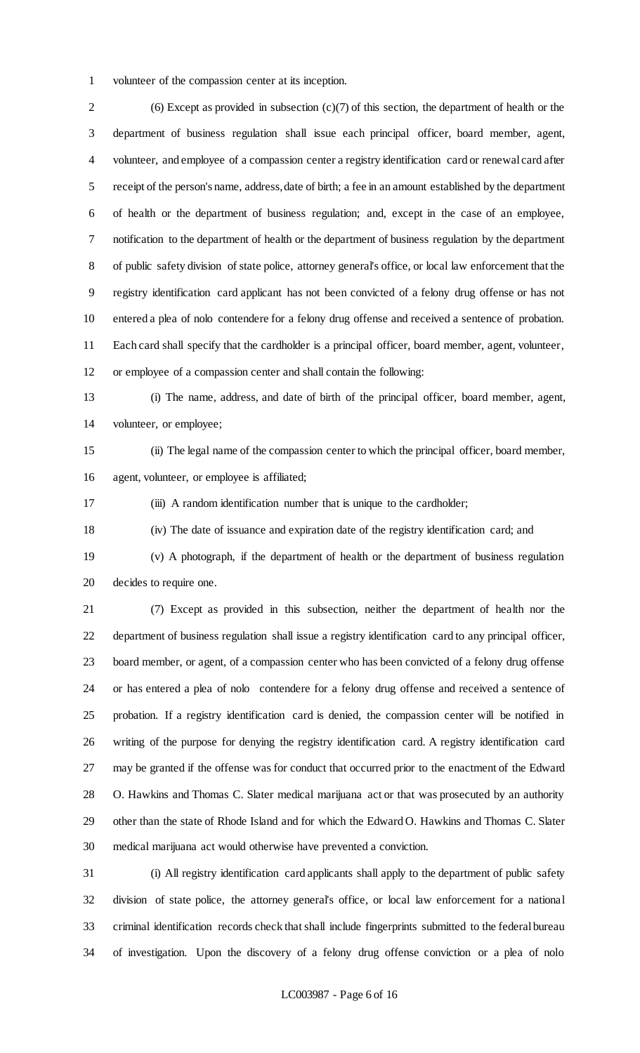volunteer of the compassion center at its inception.

(6) Except as provided in subsection (c)(7) of this section, the department of health or the department of business regulation shall issue each principal officer, board member, agent, volunteer, and employee of a compassion center a registry identification card or renewal card after receipt of the person's name, address, date of birth; a fee in an amount established by the department of health or the department of business regulation; and, except in the case of an employee, notification to the department of health or the department of business regulation by the department of public safety division of state police, attorney general's office, or local law enforcement that the registry identification card applicant has not been convicted of a felony drug offense or has not entered a plea of nolo contendere for a felony drug offense and received a sentence of probation. Each card shall specify that the cardholder is a principal officer, board member, agent, volunteer, or employee of a compassion center and shall contain the following:

(i) The name, address, and date of birth of the principal officer, board member, agent, volunteer, or employee;

(ii) The legal name of the compassion center to which the principal officer, board member, agent, volunteer, or employee is affiliated;

(iii) A random identification number that is unique to the cardholder;

(iv) The date of issuance and expiration date of the registry identification card; and

(v) A photograph, if the department of health or the department of business regulation decides to require one.

(7) Except as provided in this subsection, neither the department of health nor the department of business regulation shall issue a registry identification card to any principal officer, board member, or agent, of a compassion center who has been convicted of a felony drug offense or has entered a plea of nolo contendere for a felony drug offense and received a sentence of probation. If a registry identification card is denied, the compassion center will be notified in writing of the purpose for denying the registry identification card. A registry identification card may be granted if the offense was for conduct that occurred prior to the enactment of the Edward O. Hawkins and Thomas C. Slater medical marijuana act or that was prosecuted by an authority other than the state of Rhode Island and for which the Edward O. Hawkins and Thomas C. Slater medical marijuana act would otherwise have prevented a conviction.

(i) All registry identification card applicants shall apply to the department of public safety division of state police, the attorney general's office, or local law enforcement for a national criminal identification records check that shall include fingerprints submitted to the federal bureau of investigation. Upon the discovery of a felony drug offense conviction or a plea of nolo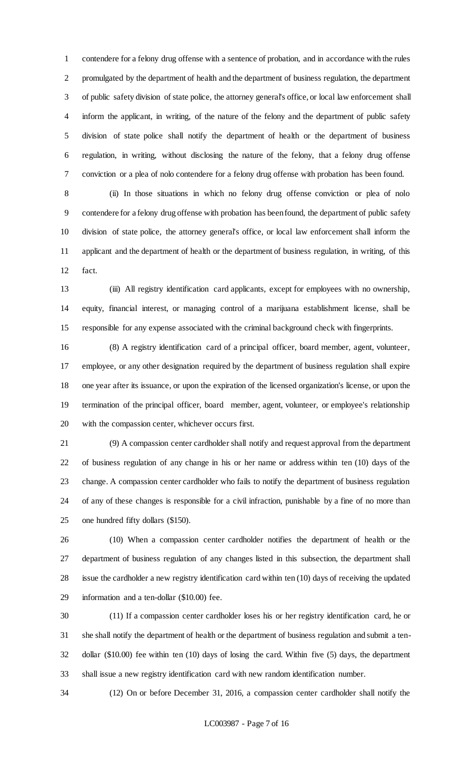contendere for a felony drug offense with a sentence of probation, and in accordance with the rules promulgated by the department of health and the department of business regulation, the department of public safety division of state police, the attorney general's office, or local law enforcement shall inform the applicant, in writing, of the nature of the felony and the department of public safety division of state police shall notify the department of health or the department of business regulation, in writing, without disclosing the nature of the felony, that a felony drug offense conviction or a plea of nolo contendere for a felony drug offense with probation has been found.

(ii) In those situations in which no felony drug offense conviction or plea of nolo contendere for a felony drug offense with probation has been found, the department of public safety division of state police, the attorney general's office, or local law enforcement shall inform the applicant and the department of health or the department of business regulation, in writing, of this fact.

(iii) All registry identification card applicants, except for employees with no ownership, equity, financial interest, or managing control of a marijuana establishment license, shall be responsible for any expense associated with the criminal background check with fingerprints.

(8) A registry identification card of a principal officer, board member, agent, volunteer, employee, or any other designation required by the department of business regulation shall expire one year after its issuance, or upon the expiration of the licensed organization's license, or upon the termination of the principal officer, board member, agent, volunteer, or employee's relationship with the compassion center, whichever occurs first.

(9) A compassion center cardholder shall notify and request approval from the department of business regulation of any change in his or her name or address within ten (10) days of the change. A compassion center cardholder who fails to notify the department of business regulation of any of these changes is responsible for a civil infraction, punishable by a fine of no more than one hundred fifty dollars ($150).

(10) When a compassion center cardholder notifies the department of health or the department of business regulation of any changes listed in this subsection, the department shall issue the cardholder a new registry identification card within ten (10) days of receiving the updated information and a ten-dollar ($10.00) fee.

(11) If a compassion center cardholder loses his or her registry identification card, he or she shall notify the department of health or the department of business regulation and submit a ten-dollar ($10.00) fee within ten (10) days of losing the card. Within five (5) days, the department shall issue a new registry identification card with new random identification number.

(12) On or before December 31, 2016, a compassion center cardholder shall notify the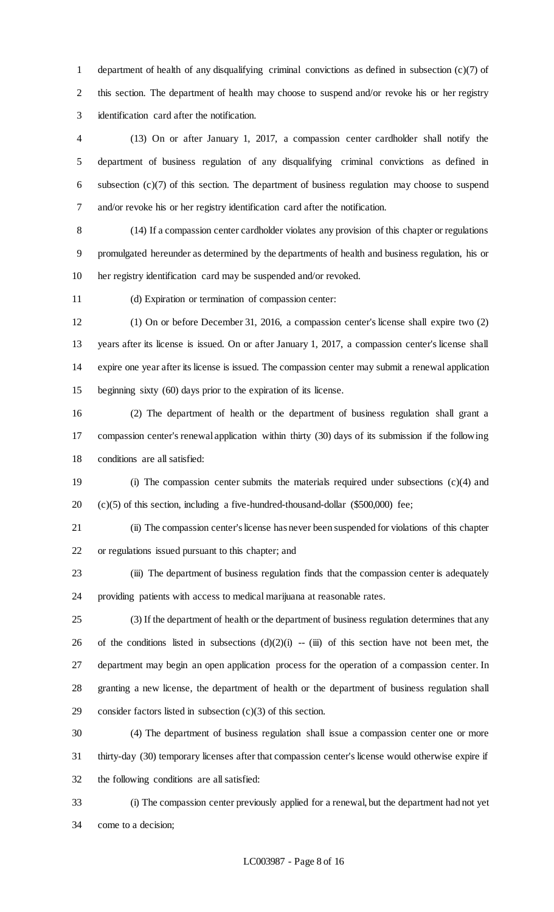department of health of any disqualifying criminal convictions as defined in subsection (c)(7) of this section. The department of health may choose to suspend and/or revoke his or her registry identification card after the notification.

(13) On or after January 1, 2017, a compassion center cardholder shall notify the department of business regulation of any disqualifying criminal convictions as defined in subsection (c)(7) of this section. The department of business regulation may choose to suspend and/or revoke his or her registry identification card after the notification.

(14) If a compassion center cardholder violates any provision of this chapter or regulations promulgated hereunder as determined by the departments of health and business regulation, his or her registry identification card may be suspended and/or revoked.

(d) Expiration or termination of compassion center:

(1) On or before December 31, 2016, a compassion center's license shall expire two (2) years after its license is issued. On or after January 1, 2017, a compassion center's license shall expire one year after its license is issued. The compassion center may submit a renewal application beginning sixty (60) days prior to the expiration of its license.

(2) The department of health or the department of business regulation shall grant a compassion center's renewal application within thirty (30) days of its submission if the following conditions are all satisfied:

(i) The compassion center submits the materials required under subsections (c)(4) and (c)(5) of this section, including a five-hundred-thousand-dollar ($500,000) fee;

(ii) The compassion center's license has never been suspended for violations of this chapter or regulations issued pursuant to this chapter; and

(iii) The department of business regulation finds that the compassion center is adequately providing patients with access to medical marijuana at reasonable rates.

(3) If the department of health or the department of business regulation determines that any of the conditions listed in subsections (d)(2)(i) -- (iii) of this section have not been met, the department may begin an open application process for the operation of a compassion center. In granting a new license, the department of health or the department of business regulation shall consider factors listed in subsection (c)(3) of this section.

(4) The department of business regulation shall issue a compassion center one or more thirty-day (30) temporary licenses after that compassion center's license would otherwise expire if the following conditions are all satisfied:

(i) The compassion center previously applied for a renewal, but the department had not yet come to a decision;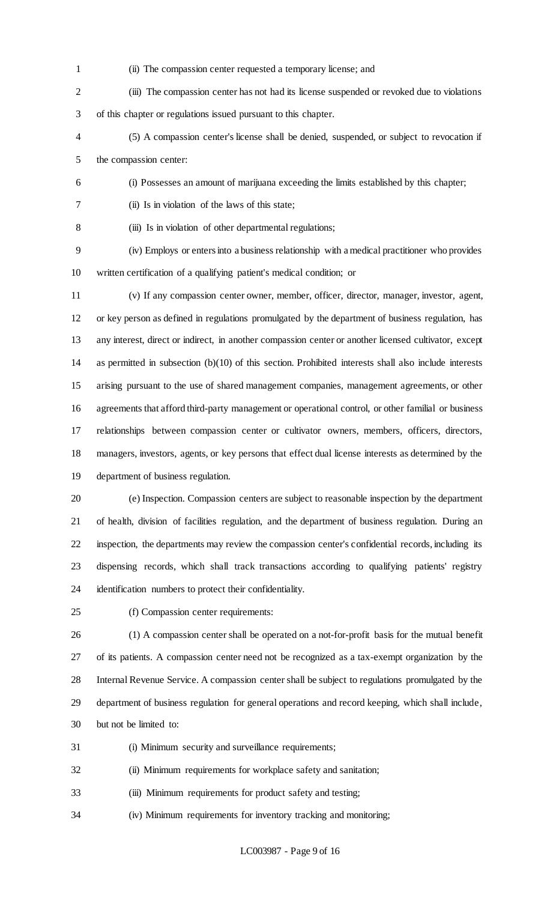(ii) The compassion center requested a temporary license; and

(iii) The compassion center has not had its license suspended or revoked due to violations of this chapter or regulations issued pursuant to this chapter.

(5) A compassion center's license shall be denied, suspended, or subject to revocation if the compassion center:

(i) Possesses an amount of marijuana exceeding the limits established by this chapter;

(ii) Is in violation of the laws of this state;

(iii) Is in violation of other departmental regulations;

(iv) Employs or enters into a business relationship with a medical practitioner who provides written certification of a qualifying patient's medical condition; or

(v) If any compassion center owner, member, officer, director, manager, investor, agent, or key person as defined in regulations promulgated by the department of business regulation, has any interest, direct or indirect, in another compassion center or another licensed cultivator, except as permitted in subsection (b)(10) of this section. Prohibited interests shall also include interests arising pursuant to the use of shared management companies, management agreements, or other agreements that afford third-party management or operational control, or other familial or business relationships between compassion center or cultivator owners, members, officers, directors, managers, investors, agents, or key persons that effect dual license interests as determined by the department of business regulation.

(e) Inspection. Compassion centers are subject to reasonable inspection by the department of health, division of facilities regulation, and the department of business regulation. During an inspection, the departments may review the compassion center's confidential records, including its dispensing records, which shall track transactions according to qualifying patients' registry identification numbers to protect their confidentiality.

(f) Compassion center requirements:

(1) A compassion center shall be operated on a not-for-profit basis for the mutual benefit of its patients. A compassion center need not be recognized as a tax-exempt organization by the Internal Revenue Service. A compassion center shall be subject to regulations promulgated by the department of business regulation for general operations and record keeping, which shall include, but not be limited to:

(i) Minimum security and surveillance requirements;

(ii) Minimum requirements for workplace safety and sanitation;

(iii) Minimum requirements for product safety and testing;

(iv) Minimum requirements for inventory tracking and monitoring;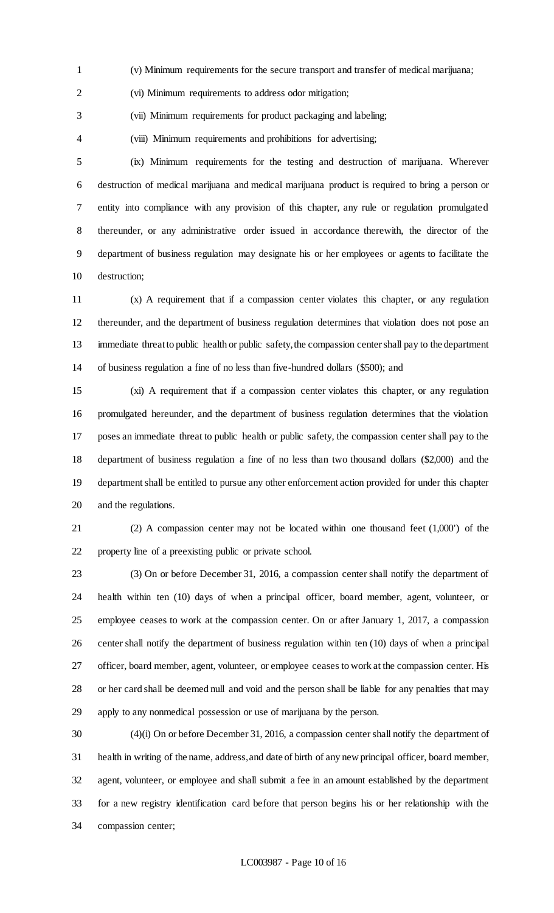(v) Minimum requirements for the secure transport and transfer of medical marijuana;

(vi) Minimum requirements to address odor mitigation;

(vii) Minimum requirements for product packaging and labeling;

(viii) Minimum requirements and prohibitions for advertising;

(ix) Minimum requirements for the testing and destruction of marijuana. Wherever destruction of medical marijuana and medical marijuana product is required to bring a person or entity into compliance with any provision of this chapter, any rule or regulation promulgated thereunder, or any administrative order issued in accordance therewith, the director of the department of business regulation may designate his or her employees or agents to facilitate the destruction;

(x) A requirement that if a compassion center violates this chapter, or any regulation thereunder, and the department of business regulation determines that violation does not pose an immediate threat to public health or public safety, the compassion center shall pay to the department of business regulation a fine of no less than five-hundred dollars ($500); and

(xi) A requirement that if a compassion center violates this chapter, or any regulation promulgated hereunder, and the department of business regulation determines that the violation poses an immediate threat to public health or public safety, the compassion center shall pay to the department of business regulation a fine of no less than two thousand dollars ($2,000) and the department shall be entitled to pursue any other enforcement action provided for under this chapter and the regulations.

(2) A compassion center may not be located within one thousand feet (1,000') of the property line of a preexisting public or private school.

(3) On or before December 31, 2016, a compassion center shall notify the department of health within ten (10) days of when a principal officer, board member, agent, volunteer, or employee ceases to work at the compassion center. On or after January 1, 2017, a compassion center shall notify the department of business regulation within ten (10) days of when a principal officer, board member, agent, volunteer, or employee ceases to work at the compassion center. His or her card shall be deemed null and void and the person shall be liable for any penalties that may apply to any nonmedical possession or use of marijuana by the person.

(4)(i) On or before December 31, 2016, a compassion center shall notify the department of health in writing of the name, address, and date of birth of any new principal officer, board member, agent, volunteer, or employee and shall submit a fee in an amount established by the department for a new registry identification card before that person begins his or her relationship with the compassion center;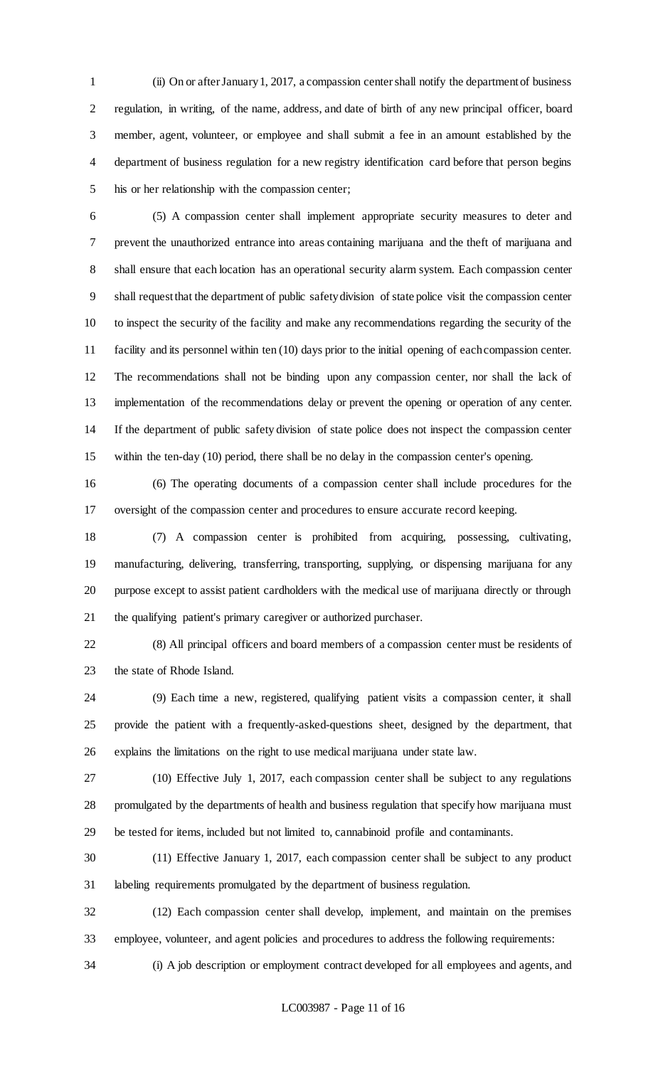(ii) On or after January 1, 2017, a compassion center shall notify the department of business regulation, in writing, of the name, address, and date of birth of any new principal officer, board member, agent, volunteer, or employee and shall submit a fee in an amount established by the department of business regulation for a new registry identification card before that person begins his or her relationship with the compassion center;

(5) A compassion center shall implement appropriate security measures to deter and prevent the unauthorized entrance into areas containing marijuana and the theft of marijuana and shall ensure that each location has an operational security alarm system. Each compassion center shall request that the department of public safety division of state police visit the compassion center to inspect the security of the facility and make any recommendations regarding the security of the facility and its personnel within ten (10) days prior to the initial opening of each compassion center. The recommendations shall not be binding upon any compassion center, nor shall the lack of implementation of the recommendations delay or prevent the opening or operation of any center. If the department of public safety division of state police does not inspect the compassion center within the ten-day (10) period, there shall be no delay in the compassion center's opening.

(6) The operating documents of a compassion center shall include procedures for the oversight of the compassion center and procedures to ensure accurate record keeping.

(7) A compassion center is prohibited from acquiring, possessing, cultivating, manufacturing, delivering, transferring, transporting, supplying, or dispensing marijuana for any purpose except to assist patient cardholders with the medical use of marijuana directly or through the qualifying patient's primary caregiver or authorized purchaser.

(8) All principal officers and board members of a compassion center must be residents of the state of Rhode Island.

(9) Each time a new, registered, qualifying patient visits a compassion center, it shall provide the patient with a frequently-asked-questions sheet, designed by the department, that explains the limitations on the right to use medical marijuana under state law.

(10) Effective July 1, 2017, each compassion center shall be subject to any regulations promulgated by the departments of health and business regulation that specify how marijuana must be tested for items, included but not limited to, cannabinoid profile and contaminants.

(11) Effective January 1, 2017, each compassion center shall be subject to any product labeling requirements promulgated by the department of business regulation.

(12) Each compassion center shall develop, implement, and maintain on the premises employee, volunteer, and agent policies and procedures to address the following requirements:

(i) A job description or employment contract developed for all employees and agents, and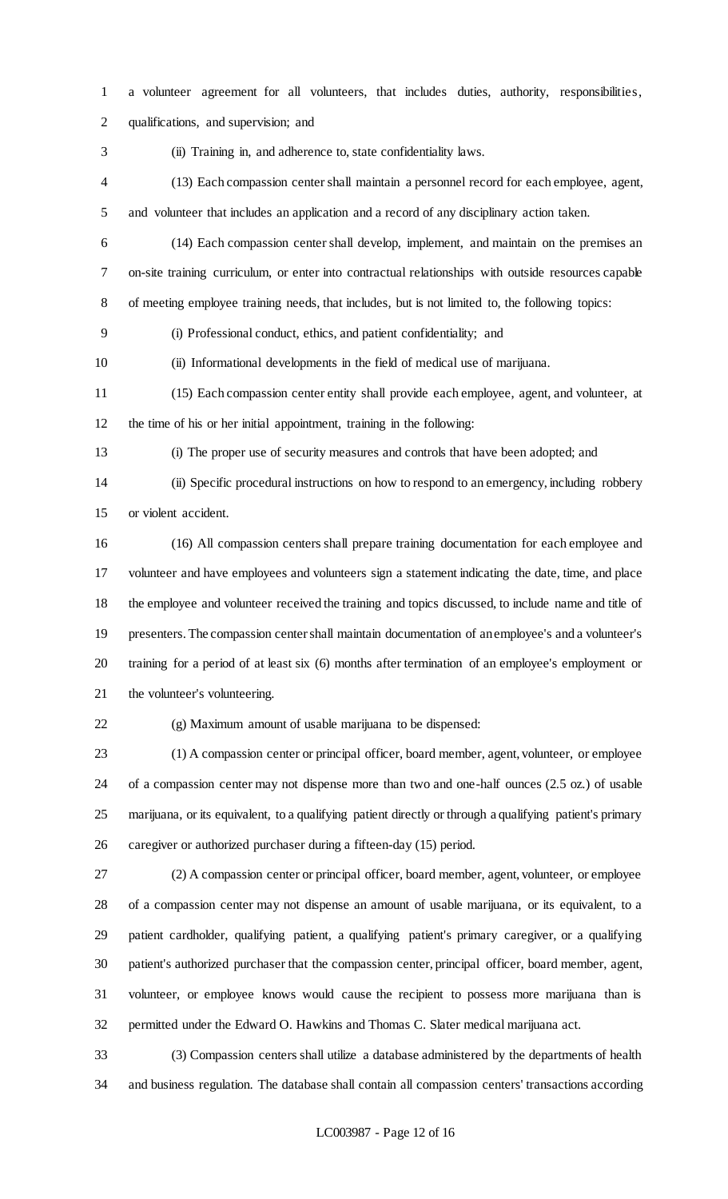a volunteer agreement for all volunteers, that includes duties, authority, responsibilities, qualifications, and supervision; and

(ii) Training in, and adherence to, state confidentiality laws.

(13) Each compassion center shall maintain a personnel record for each employee, agent, and volunteer that includes an application and a record of any disciplinary action taken.

(14) Each compassion center shall develop, implement, and maintain on the premises an on-site training curriculum, or enter into contractual relationships with outside resources capable of meeting employee training needs, that includes, but is not limited to, the following topics:

(i) Professional conduct, ethics, and patient confidentiality; and

(ii) Informational developments in the field of medical use of marijuana.

(15) Each compassion center entity shall provide each employee, agent, and volunteer, at the time of his or her initial appointment, training in the following:

(i) The proper use of security measures and controls that have been adopted; and

(ii) Specific procedural instructions on how to respond to an emergency, including robbery or violent accident.

(16) All compassion centers shall prepare training documentation for each employee and volunteer and have employees and volunteers sign a statement indicating the date, time, and place the employee and volunteer received the training and topics discussed, to include name and title of presenters. The compassion center shall maintain documentation of an employee's and a volunteer's training for a period of at least six (6) months after termination of an employee's employment or the volunteer's volunteering.

(g) Maximum amount of usable marijuana to be dispensed:

(1) A compassion center or principal officer, board member, agent, volunteer, or employee of a compassion center may not dispense more than two and one-half ounces (2.5 oz.) of usable marijuana, or its equivalent, to a qualifying patient directly or through a qualifying patient's primary caregiver or authorized purchaser during a fifteen-day (15) period.

(2) A compassion center or principal officer, board member, agent, volunteer, or employee of a compassion center may not dispense an amount of usable marijuana, or its equivalent, to a patient cardholder, qualifying patient, a qualifying patient's primary caregiver, or a qualifying patient's authorized purchaser that the compassion center, principal officer, board member, agent, volunteer, or employee knows would cause the recipient to possess more marijuana than is permitted under the Edward O. Hawkins and Thomas C. Slater medical marijuana act.

(3) Compassion centers shall utilize a database administered by the departments of health and business regulation. The database shall contain all compassion centers' transactions according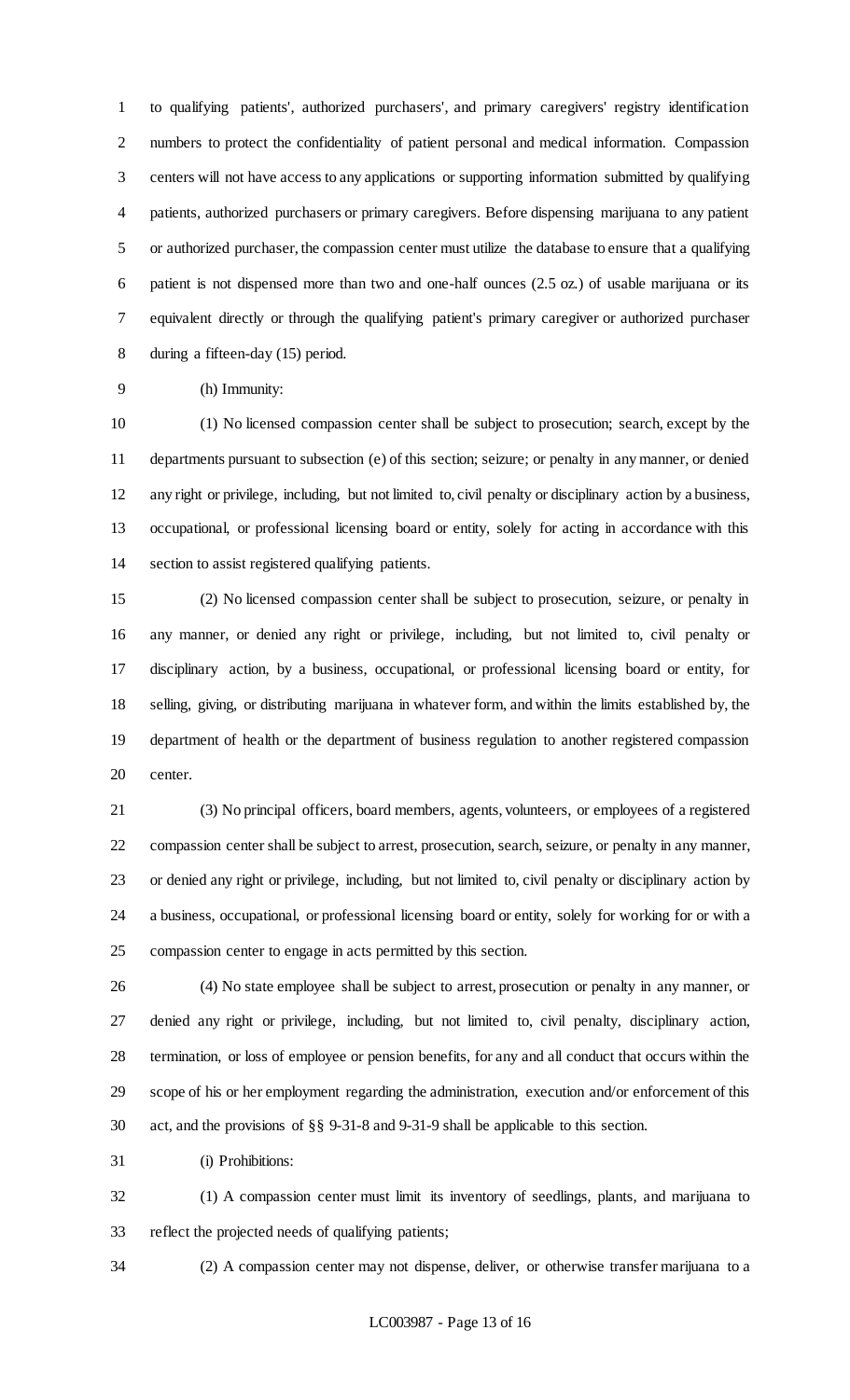to qualifying patients', authorized purchasers', and primary caregivers' registry identification numbers to protect the confidentiality of patient personal and medical information. Compassion centers will not have access to any applications or supporting information submitted by qualifying patients, authorized purchasers or primary caregivers. Before dispensing marijuana to any patient or authorized purchaser, the compassion center must utilize the database to ensure that a qualifying patient is not dispensed more than two and one-half ounces (2.5 oz.) of usable marijuana or its equivalent directly or through the qualifying patient's primary caregiver or authorized purchaser during a fifteen-day (15) period.

(h) Immunity:

(1) No licensed compassion center shall be subject to prosecution; search, except by the departments pursuant to subsection (e) of this section; seizure; or penalty in any manner, or denied any right or privilege, including, but not limited to, civil penalty or disciplinary action by a business, occupational, or professional licensing board or entity, solely for acting in accordance with this section to assist registered qualifying patients.

(2) No licensed compassion center shall be subject to prosecution, seizure, or penalty in any manner, or denied any right or privilege, including, but not limited to, civil penalty or disciplinary action, by a business, occupational, or professional licensing board or entity, for selling, giving, or distributing marijuana in whatever form, and within the limits established by, the department of health or the department of business regulation to another registered compassion center.

(3) No principal officers, board members, agents, volunteers, or employees of a registered compassion center shall be subject to arrest, prosecution, search, seizure, or penalty in any manner, or denied any right or privilege, including, but not limited to, civil penalty or disciplinary action by a business, occupational, or professional licensing board or entity, solely for working for or with a compassion center to engage in acts permitted by this section.

(4) No state employee shall be subject to arrest, prosecution or penalty in any manner, or denied any right or privilege, including, but not limited to, civil penalty, disciplinary action, termination, or loss of employee or pension benefits, for any and all conduct that occurs within the scope of his or her employment regarding the administration, execution and/or enforcement of this act, and the provisions of §§ 9-31-8 and 9-31-9 shall be applicable to this section.

(i) Prohibitions:

(1) A compassion center must limit its inventory of seedlings, plants, and marijuana to reflect the projected needs of qualifying patients;

(2) A compassion center may not dispense, deliver, or otherwise transfer marijuana to a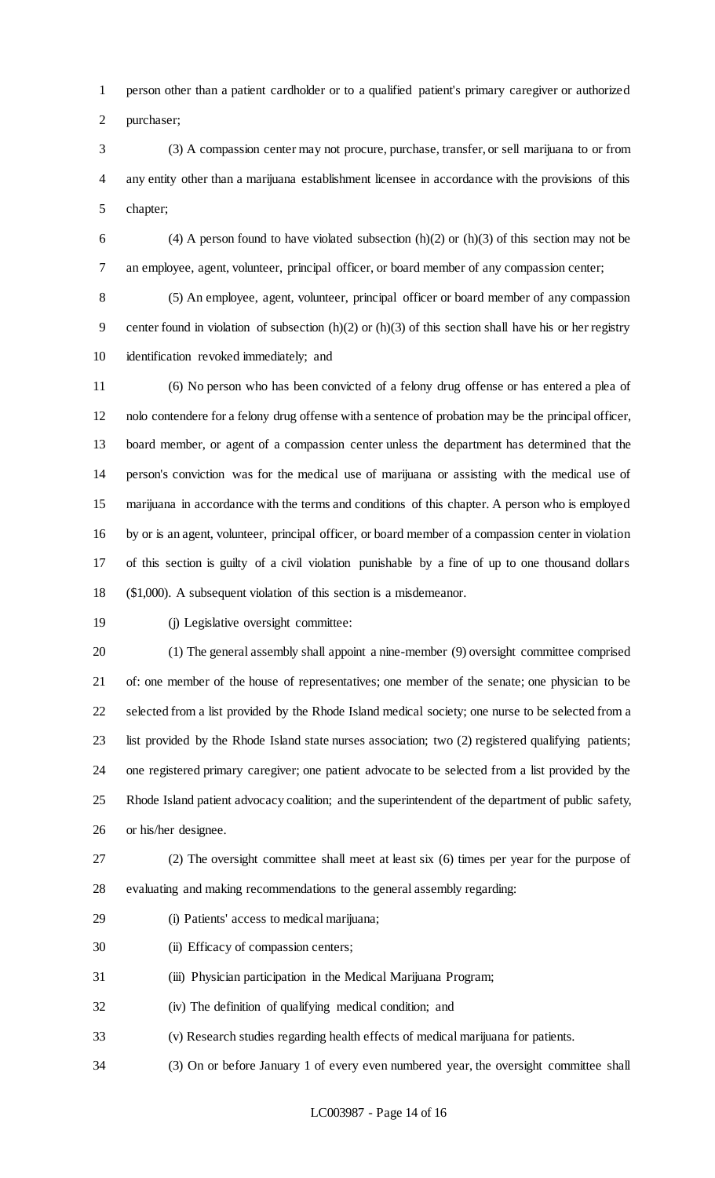person other than a patient cardholder or to a qualified patient's primary caregiver or authorized purchaser;

(3) A compassion center may not procure, purchase, transfer, or sell marijuana to or from any entity other than a marijuana establishment licensee in accordance with the provisions of this chapter;

(4) A person found to have violated subsection (h)(2) or (h)(3) of this section may not be an employee, agent, volunteer, principal officer, or board member of any compassion center;

(5) An employee, agent, volunteer, principal officer or board member of any compassion center found in violation of subsection (h)(2) or (h)(3) of this section shall have his or her registry identification revoked immediately; and

(6) No person who has been convicted of a felony drug offense or has entered a plea of nolo contendere for a felony drug offense with a sentence of probation may be the principal officer, board member, or agent of a compassion center unless the department has determined that the person's conviction was for the medical use of marijuana or assisting with the medical use of marijuana in accordance with the terms and conditions of this chapter. A person who is employed by or is an agent, volunteer, principal officer, or board member of a compassion center in violation of this section is guilty of a civil violation punishable by a fine of up to one thousand dollars ($1,000). A subsequent violation of this section is a misdemeanor.

(j) Legislative oversight committee:

(1) The general assembly shall appoint a nine-member (9) oversight committee comprised of: one member of the house of representatives; one member of the senate; one physician to be selected from a list provided by the Rhode Island medical society; one nurse to be selected from a list provided by the Rhode Island state nurses association; two (2) registered qualifying patients; one registered primary caregiver; one patient advocate to be selected from a list provided by the Rhode Island patient advocacy coalition; and the superintendent of the department of public safety, or his/her designee.

(2) The oversight committee shall meet at least six (6) times per year for the purpose of evaluating and making recommendations to the general assembly regarding:

(i) Patients' access to medical marijuana;

(ii) Efficacy of compassion centers;

(iii) Physician participation in the Medical Marijuana Program;

(iv) The definition of qualifying medical condition; and

(v) Research studies regarding health effects of medical marijuana for patients.

(3) On or before January 1 of every even numbered year, the oversight committee shall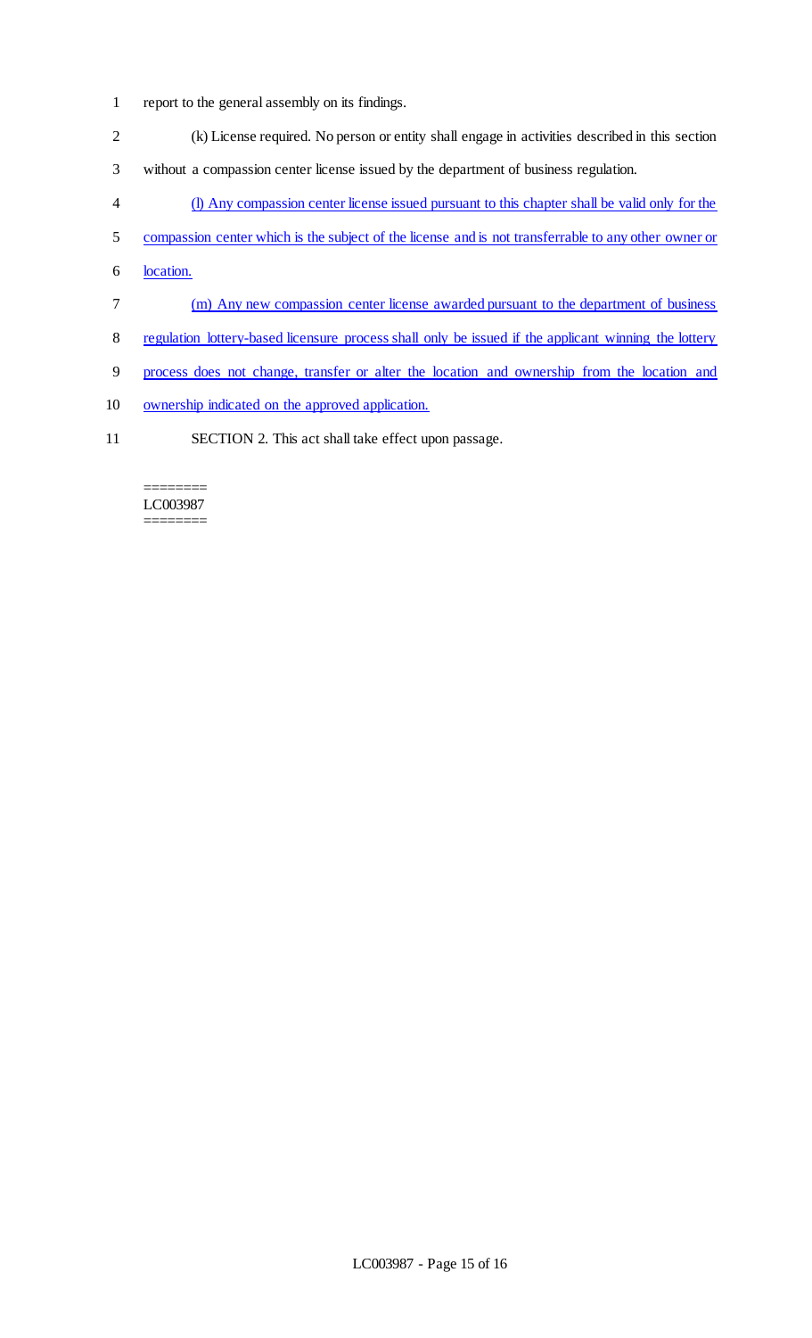report to the general assembly on its findings.

(k) License required. No person or entity shall engage in activities described in this section without a compassion center license issued by the department of business regulation.

(l) Any compassion center license issued pursuant to this chapter shall be valid only for the compassion center which is the subject of the license and is not transferrable to any other owner or location.

(m) Any new compassion center license awarded pursuant to the department of business regulation lottery-based licensure process shall only be issued if the applicant winning the lottery process does not change, transfer or alter the location and ownership from the location and ownership indicated on the approved application.

SECTION 2. This act shall take effect upon passage.

========
LC003987
========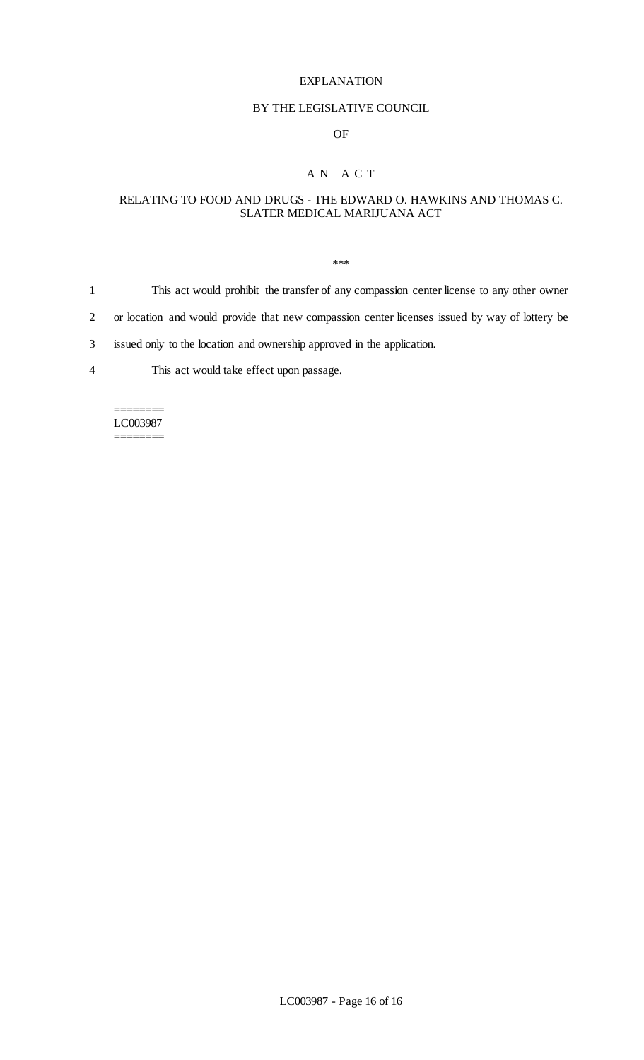EXPLANATION

BY THE LEGISLATIVE COUNCIL

OF

A N A C T

RELATING TO FOOD AND DRUGS - THE EDWARD O. HAWKINS AND THOMAS C. SLATER MEDICAL MARIJUANA ACT

\*\*\*

1 This act would prohibit the transfer of any compassion center license to any other owner
2 or location and would provide that new compassion center licenses issued by way of lottery be
3 issued only to the location and ownership approved in the application.
4 This act would take effect upon passage.

========
LC003987
========